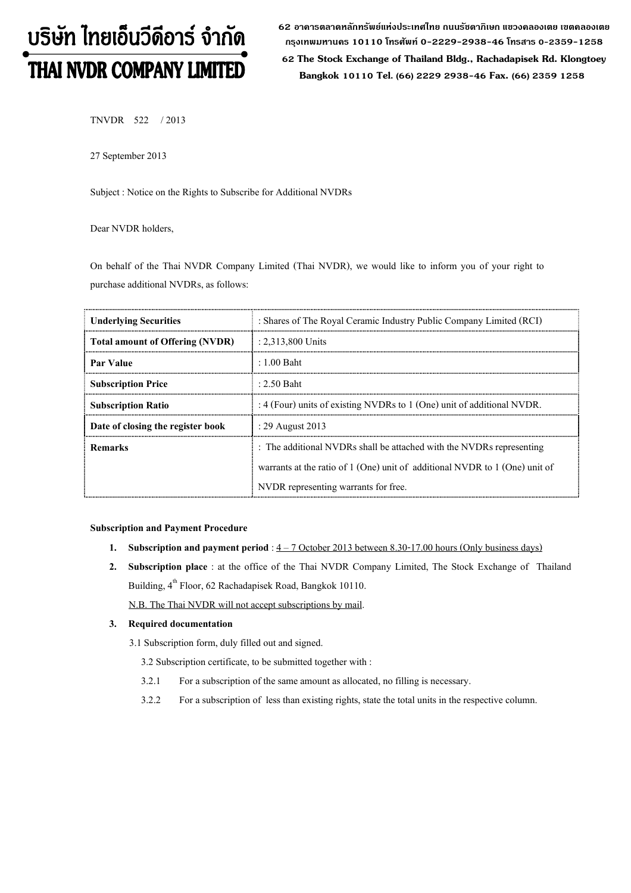# บริษัท ไทยเอ็นวีดีอาร์ จำกัด
# THAI NVDR COMPANY LIMITED

**62 อาคารตลาดหลักทรัพย์แห่งประเทศไทย ถนนรัชดาภิเษก แขวงคลองเตย เขตคลองเตย กรุงเทพมหานคร 10110 โทรศัพท์ 0-2229-2938-46 โทรสาร 0-2359-1258**

**62 The Stock Exchange of Thailand Bldg., Rachadapisek Rd. Klongtoey Bangkok 10110 Tel. (66) 2229 2938-46 Fax. (66) 2359 1258**

TNVDR 522 / 2013

27 September 2013

Subject : Notice on the Rights to Subscribe for Additional NVDRs

Dear NVDR holders,

On behalf of the Thai NVDR Company Limited (Thai NVDR), we would like to inform you of your right to purchase additional NVDRs, as follows:

| **Underlying Securities** | : Shares of The Royal Ceramic Industry Public Company Limited (RCI) |
|---|---|
| **Total amount of Offering (NVDR)** | : 2,313,800 Units |
| **Par Value** | : 1.00 Baht |
| **Subscription Price** | : 2.50 Baht |
| **Subscription Ratio** | : 4 (Four) units of existing NVDRs to 1 (One) unit of additional NVDR. |
| **Date of closing the register book** | : 29 August 2013 |
| **Remarks** | : The additional NVDRs shall be attached with the NVDRs representing warrants at the ratio of 1 (One) unit of additional NVDR to 1 (One) unit of NVDR representing warrants for free. |

**Subscription and Payment Procedure**

1. **Subscription and payment period** : 4 – 7 October 2013 between 8.30-17.00 hours (Only business days)
2. **Subscription place** : at the office of the Thai NVDR Company Limited, The Stock Exchange of Thailand Building, 4th Floor, 62 Rachadapisek Road, Bangkok 10110.

   N.B. The Thai NVDR will not accept subscriptions by mail.

3. **Required documentation**

   3.1 Subscription form, duly filled out and signed.

   3.2 Subscription certificate, to be submitted together with :

   3.2.1 For a subscription of the same amount as allocated, no filling is necessary.

   3.2.2 For a subscription of less than existing rights, state the total units in the respective column.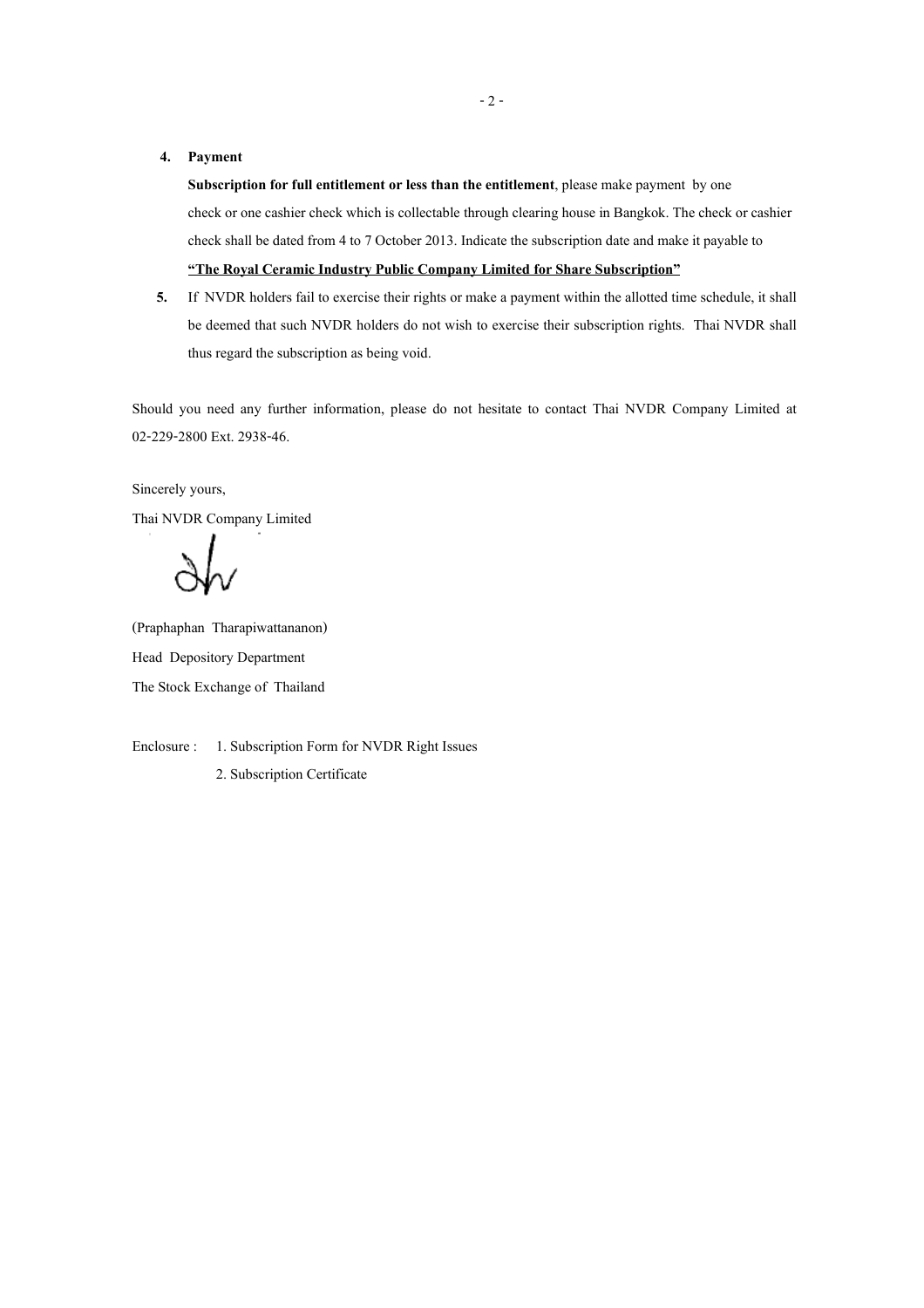4. **Payment**

   **Subscription for full entitlement or less than the entitlement**, please make payment by one check or one cashier check which is collectable through clearing house in Bangkok. The check or cashier check shall be dated from 4 to 7 October 2013. Indicate the subscription date and make it payable to **<u>"The Royal Ceramic Industry Public Company Limited for Share Subscription"</u>**

5. If NVDR holders fail to exercise their rights or make a payment within the allotted time schedule, it shall be deemed that such NVDR holders do not wish to exercise their subscription rights. Thai NVDR shall thus regard the subscription as being void.

Should you need any further information, please do not hesitate to contact Thai NVDR Company Limited at 02-229-2800 Ext. 2938-46.

Sincerely yours,

Thai NVDR Company Limited

(Praphaphan Tharapiwattananon)

Head Depository Department

The Stock Exchange of Thailand

Enclosure : 1. Subscription Form for NVDR Right Issues

2. Subscription Certificate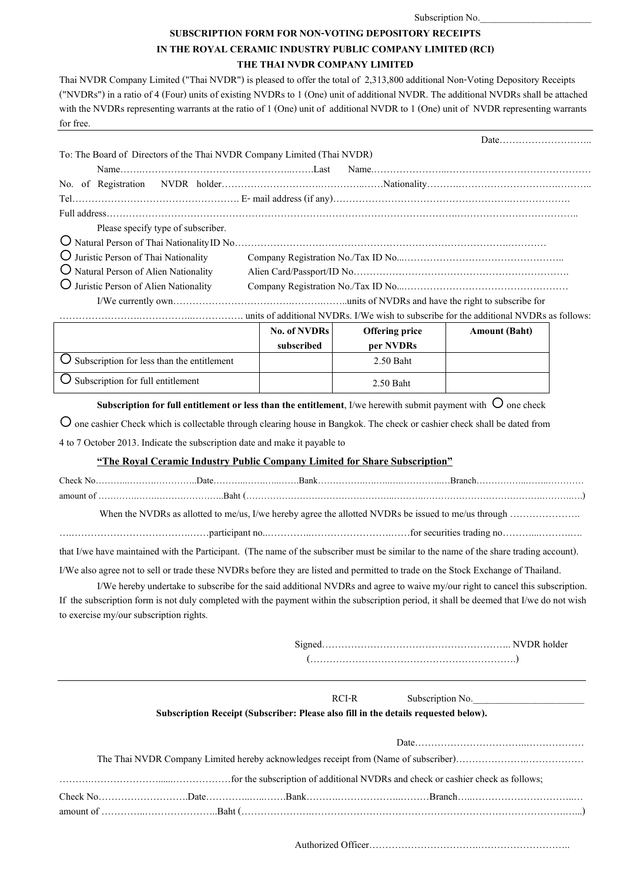Subscription No.______________________

**SUBSCRIPTION FORM FOR NON-VOTING DEPOSITORY RECEIPTS IN THE ROYAL CERAMIC INDUSTRY PUBLIC COMPANY LIMITED (RCI) THE THAI NVDR COMPANY LIMITED**

Thai NVDR Company Limited ("Thai NVDR") is pleased to offer the total of 2,313,800 additional Non-Voting Depository Receipts ("NVDRs") in a ratio of 4 (Four) units of existing NVDRs to 1 (One) unit of additional NVDR. The additional NVDRs shall be attached with the NVDRs representing warrants at the ratio of 1 (One) unit of additional NVDR to 1 (One) unit of NVDR representing warrants for free.

---

Date………………………..

To: The Board of Directors of the Thai NVDR Company Limited (Thai NVDR)

Name……………………………………………………….Last Name…………………………………………………………………

No. of Registration NVDR holder……………………………………………Nationality…………………………………………………

Tel……………………………………………. E- mail address (if any)……………………………………………………………………

Full address…………………………………………………………………………………………………………………………………..

Please specify type of subscriber.

○ Natural Person of Thai Nationality ID No…………………………………………………………………………………………

○ Juristic Person of Thai Nationality Company Registration No./Tax ID No...…………………………………………..

○ Natural Person of Alien Nationality Alien Card/Passport/ID No……………………………………………………………

○ Juristic Person of Alien Nationality Company Registration No./Tax ID No...……………………………………………

I/We currently own……………………………………………..units of NVDRs and have the right to subscribe for

……………………………………………. units of additional NVDRs. I/We wish to subscribe for the additional NVDRs as follows:

| | No. of NVDRs subscribed | Offering price per NVDRs | Amount (Baht) |
|---|---|---|---|
| ○ Subscription for less than the entitlement | | 2.50 Baht | |
| ○ Subscription for full entitlement | | 2.50 Baht | |

**Subscription for full entitlement or less than the entitlement**, I/we herewith submit payment with ○ one check ○ one cashier Check which is collectable through clearing house in Bangkok. The check or cashier check shall be dated from 4 to 7 October 2013. Indicate the subscription date and make it payable to

**“The Royal Ceramic Industry Public Company Limited for Share Subscription”**

Check No……………………………..Date……………………….Bank………………………………………Branch……………………………

amount of ………………………………..Baht (……………………………………………………………………………………………….)

When the NVDRs as allotted to me/us, I/we hereby agree the allotted NVDRs be issued to me/us through ………………….

……………………………………participant no.…………………………………………for securities trading no……………………

that I/we have maintained with the Participant. (The name of the subscriber must be similar to the name of the share trading account).

I/We also agree not to sell or trade these NVDRs before they are listed and permitted to trade on the Stock Exchange of Thailand.

I/We hereby undertake to subscribe for the said additional NVDRs and agree to waive my/our right to cancel this subscription. If the subscription form is not duly completed with the payment within the subscription period, it shall be deemed that I/we do not wish to exercise my/our subscription rights.

Signed………………………………………………….. NVDR holder

(……………………………………………………….)

---

RCI-R Subscription No.______________________

**Subscription Receipt (Subscriber: Please also fill in the details requested below).**

Date………………………………………………

The Thai NVDR Company Limited hereby acknowledges receipt from (Name of subscriber)…………………………………

……………………………………………for the subscription of additional NVDRs and check or cashier check as follows;

Check No……………………….Date…………………..Bank………………………………Branch…………………………………

amount of …………………………………..Baht (……………………………………………………………………………………………...)

Authorized Officer……………………………………………………..